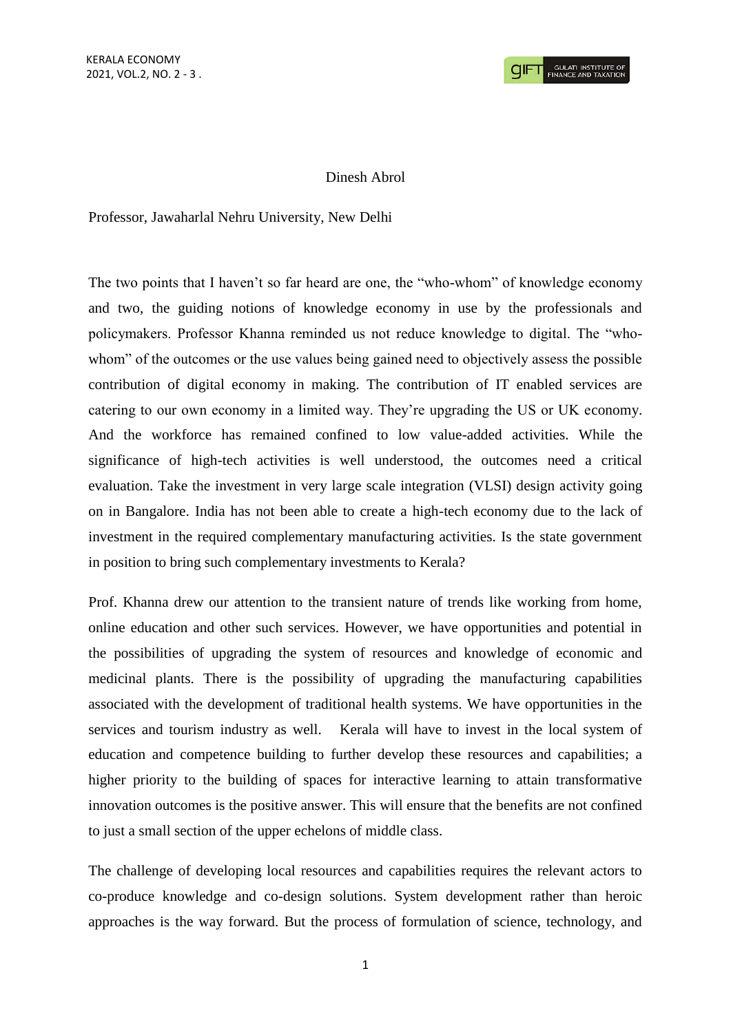Dinesh Abrol

Professor, Jawaharlal Nehru University, New Delhi

The two points that I haven't so far heard are one, the "who-whom" of knowledge economy and two, the guiding notions of knowledge economy in use by the professionals and policymakers. Professor Khanna reminded us not reduce knowledge to digital. The "who-whom" of the outcomes or the use values being gained need to objectively assess the possible contribution of digital economy in making. The contribution of IT enabled services are catering to our own economy in a limited way. They're upgrading the US or UK economy. And the workforce has remained confined to low value-added activities. While the significance of high-tech activities is well understood, the outcomes need a critical evaluation. Take the investment in very large scale integration (VLSI) design activity going on in Bangalore. India has not been able to create a high-tech economy due to the lack of investment in the required complementary manufacturing activities. Is the state government in position to bring such complementary investments to Kerala?

Prof. Khanna drew our attention to the transient nature of trends like working from home, online education and other such services. However, we have opportunities and potential in the possibilities of upgrading the system of resources and knowledge of economic and medicinal plants. There is the possibility of upgrading the manufacturing capabilities associated with the development of traditional health systems. We have opportunities in the services and tourism industry as well. Kerala will have to invest in the local system of education and competence building to further develop these resources and capabilities; a higher priority to the building of spaces for interactive learning to attain transformative innovation outcomes is the positive answer. This will ensure that the benefits are not confined to just a small section of the upper echelons of middle class.

The challenge of developing local resources and capabilities requires the relevant actors to co-produce knowledge and co-design solutions. System development rather than heroic approaches is the way forward. But the process of formulation of science, technology, and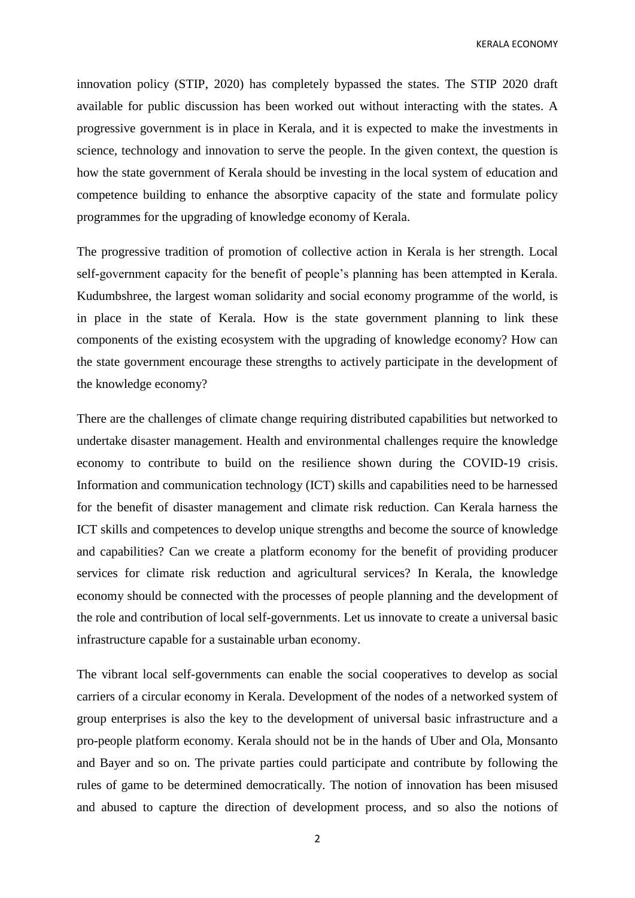innovation policy (STIP, 2020) has completely bypassed the states. The STIP 2020 draft available for public discussion has been worked out without interacting with the states. A progressive government is in place in Kerala, and it is expected to make the investments in science, technology and innovation to serve the people. In the given context, the question is how the state government of Kerala should be investing in the local system of education and competence building to enhance the absorptive capacity of the state and formulate policy programmes for the upgrading of knowledge economy of Kerala.

The progressive tradition of promotion of collective action in Kerala is her strength. Local self-government capacity for the benefit of people's planning has been attempted in Kerala. Kudumbshree, the largest woman solidarity and social economy programme of the world, is in place in the state of Kerala. How is the state government planning to link these components of the existing ecosystem with the upgrading of knowledge economy? How can the state government encourage these strengths to actively participate in the development of the knowledge economy?

There are the challenges of climate change requiring distributed capabilities but networked to undertake disaster management. Health and environmental challenges require the knowledge economy to contribute to build on the resilience shown during the COVID-19 crisis. Information and communication technology (ICT) skills and capabilities need to be harnessed for the benefit of disaster management and climate risk reduction. Can Kerala harness the ICT skills and competences to develop unique strengths and become the source of knowledge and capabilities? Can we create a platform economy for the benefit of providing producer services for climate risk reduction and agricultural services? In Kerala, the knowledge economy should be connected with the processes of people planning and the development of the role and contribution of local self-governments. Let us innovate to create a universal basic infrastructure capable for a sustainable urban economy.

The vibrant local self-governments can enable the social cooperatives to develop as social carriers of a circular economy in Kerala. Development of the nodes of a networked system of group enterprises is also the key to the development of universal basic infrastructure and a pro-people platform economy. Kerala should not be in the hands of Uber and Ola, Monsanto and Bayer and so on. The private parties could participate and contribute by following the rules of game to be determined democratically. The notion of innovation has been misused and abused to capture the direction of development process, and so also the notions of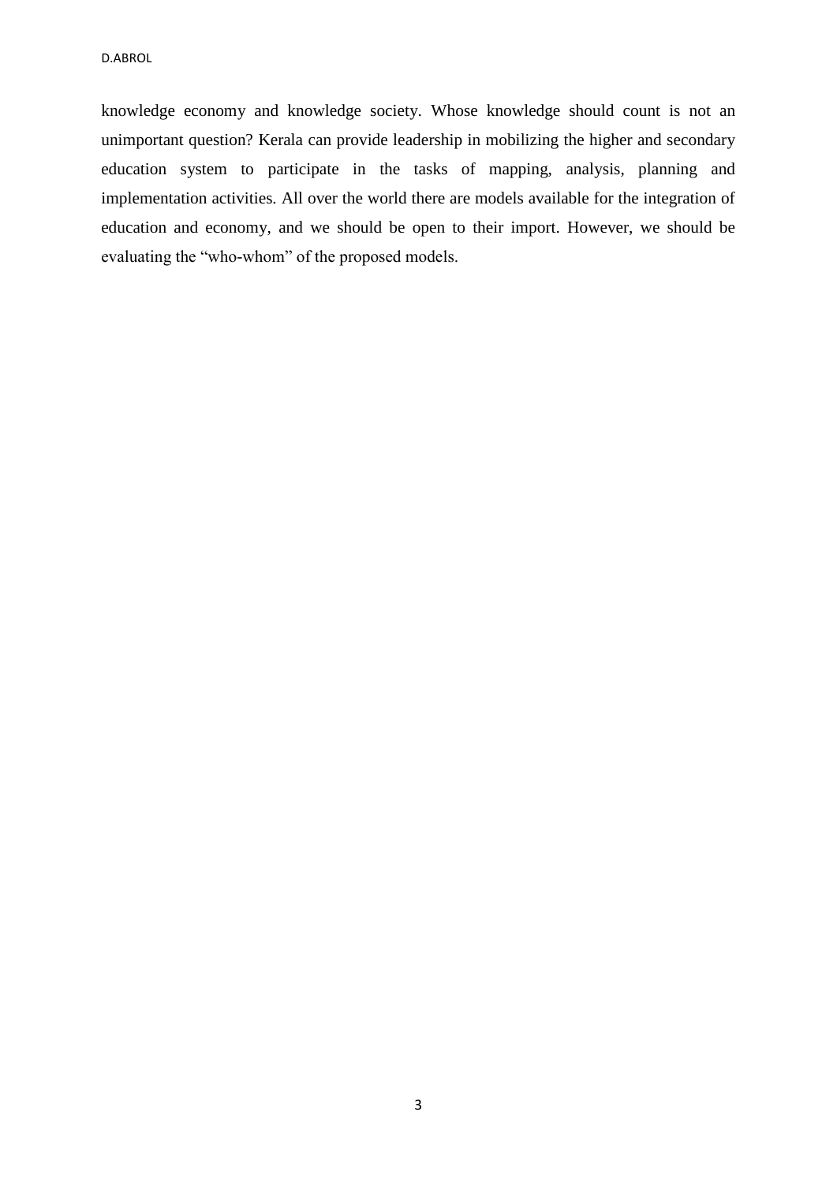knowledge economy and knowledge society. Whose knowledge should count is not an unimportant question? Kerala can provide leadership in mobilizing the higher and secondary education system to participate in the tasks of mapping, analysis, planning and implementation activities. All over the world there are models available for the integration of education and economy, and we should be open to their import. However, we should be evaluating the "who-whom" of the proposed models.